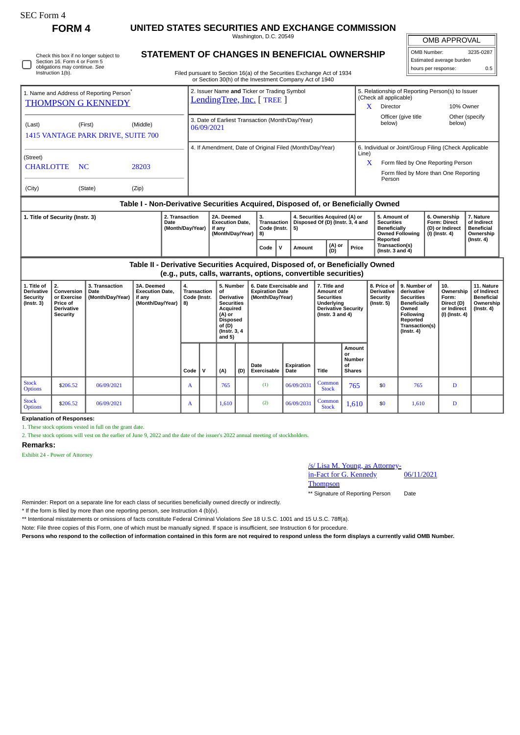SEC Form 4

# FORM 4

## UNITED STATES SECURITIES AND EXCHANGE COMMISSION

Washington, D.C. 20549

## STATEMENT OF CHANGES IN BENEFICIAL OWNERSHIP

Filed pursuant to Section 16(a) of the Securities Exchange Act of 1934 or Section 30(h) of the Investment Company Act of 1940

| OMB APPROVAL | |
|---|---|
| OMB Number: | 3235-0287 |
| Estimated average burden | |
| hours per response: | 0.5 |

☐ Check this box if no longer subject to Section 16. Form 4 or Form 5 obligations may continue. *See* Instruction 1(b).

1. Name and Address of Reporting Person*
THOMPSON G KENNEDY

(Last) (First) (Middle)
1415 VANTAGE PARK DRIVE, SUITE 700

(Street)
CHARLOTTE NC 28203

(City) (State) (Zip)

2. Issuer Name **and** Ticker or Trading Symbol
LendingTree, Inc. [ TREE ]

3. Date of Earliest Transaction (Month/Day/Year)
06/09/2021

4. If Amendment, Date of Original Filed (Month/Day/Year)

5. Relationship of Reporting Person(s) to Issuer (Check all applicable)
X Director
10% Owner
Officer (give title below)
Other (specify below)

6. Individual or Joint/Group Filing (Check Applicable Line)
X Form filed by One Reporting Person
Form filed by More than One Reporting Person

### Table I - Non-Derivative Securities Acquired, Disposed of, or Beneficially Owned

| 1. Title of Security (Instr. 3) | 2. Transaction Date (Month/Day/Year) | 2A. Deemed Execution Date, if any (Month/Day/Year) | 3. Transaction Code (Instr. 8) | | 4. Securities Acquired (A) or Disposed Of (D) (Instr. 3, 4 and 5) | | | 5. Amount of Securities Beneficially Owned Following Reported Transaction(s) (Instr. 3 and 4) | 6. Ownership Form: Direct (D) or Indirect (I) (Instr. 4) | 7. Nature of Indirect Beneficial Ownership (Instr. 4) |
|---|---|---|---|---|---|---|---|---|---|---|
| | | | Code | V | Amount | (A) or (D) | Price | | | |

### Table II - Derivative Securities Acquired, Disposed of, or Beneficially Owned (e.g., puts, calls, warrants, options, convertible securities)

| 1. Title of Derivative Security (Instr. 3) | 2. Conversion or Exercise Price of Derivative Security | 3. Transaction Date (Month/Day/Year) | 3A. Deemed Execution Date, if any (Month/Day/Year) | 4. Transaction Code (Instr. 8) | | 5. Number of Derivative Securities Acquired (A) or Disposed of (D) (Instr. 3, 4 and 5) | | 6. Date Exercisable and Expiration Date (Month/Day/Year) | | 7. Title and Amount of Securities Underlying Derivative Security (Instr. 3 and 4) | | 8. Price of Derivative Security (Instr. 5) | 9. Number of derivative Securities Beneficially Owned Following Reported Transaction(s) (Instr. 4) | 10. Ownership Form: Direct (D) or Indirect (I) (Instr. 4) | 11. Nature of Indirect Beneficial Ownership (Instr. 4) |
|---|---|---|---|---|---|---|---|---|---|---|---|---|---|---|---|
| | | | | Code | V | (A) | (D) | Date Exercisable | Expiration Date | Title | Amount or Number of Shares | | | | |
| Stock Options | $206.52 | 06/09/2021 | | A | | 765 | | (1) | 06/09/2031 | Common Stock | 765 | $0 | 765 | D | |
| Stock Options | $206.52 | 06/09/2021 | | A | | 1,610 | | (2) | 06/09/2031 | Common Stock | 1,610 | $0 | 1,610 | D | |

**Explanation of Responses:**

1. These stock options vested in full on the grant date.
2. These stock options will vest on the earlier of June 9, 2022 and the date of the issuer's 2022 annual meeting of stockholders.

**Remarks:**

Exhibit 24 - Power of Attorney

/s/ Lisa M. Young, as Attorney-in-Fact for G. Kennedy Thompson — 06/11/2021

** Signature of Reporting Person — Date

Reminder: Report on a separate line for each class of securities beneficially owned directly or indirectly.

* If the form is filed by more than one reporting person, *see* Instruction 4 (b)(v).

** Intentional misstatements or omissions of facts constitute Federal Criminal Violations *See* 18 U.S.C. 1001 and 15 U.S.C. 78ff(a).

Note: File three copies of this Form, one of which must be manually signed. If space is insufficient, *see* Instruction 6 for procedure.

**Persons who respond to the collection of information contained in this form are not required to respond unless the form displays a currently valid OMB Number.**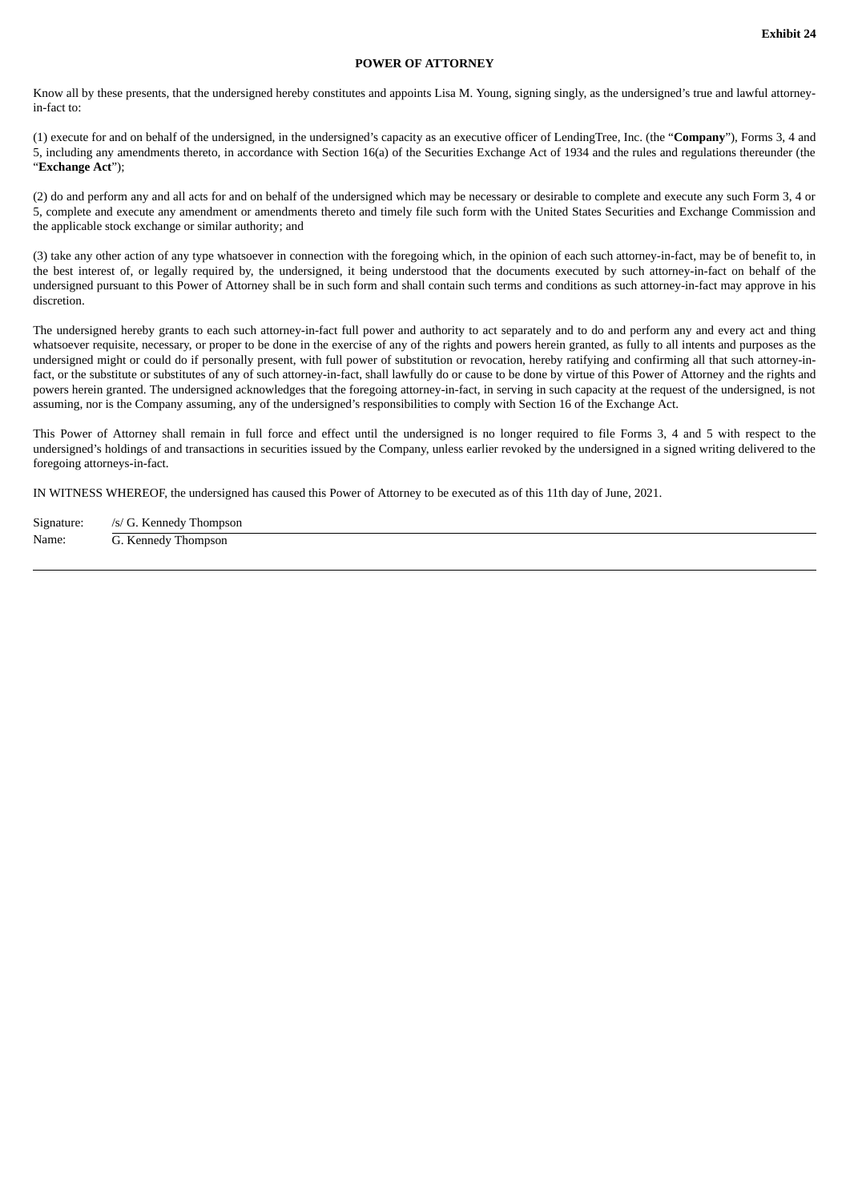**Exhibit 24**

**POWER OF ATTORNEY**

Know all by these presents, that the undersigned hereby constitutes and appoints Lisa M. Young, signing singly, as the undersigned's true and lawful attorney-in-fact to:

(1) execute for and on behalf of the undersigned, in the undersigned's capacity as an executive officer of LendingTree, Inc. (the "**Company**"), Forms 3, 4 and 5, including any amendments thereto, in accordance with Section 16(a) of the Securities Exchange Act of 1934 and the rules and regulations thereunder (the "**Exchange Act**");

(2) do and perform any and all acts for and on behalf of the undersigned which may be necessary or desirable to complete and execute any such Form 3, 4 or 5, complete and execute any amendment or amendments thereto and timely file such form with the United States Securities and Exchange Commission and the applicable stock exchange or similar authority; and

(3) take any other action of any type whatsoever in connection with the foregoing which, in the opinion of each such attorney-in-fact, may be of benefit to, in the best interest of, or legally required by, the undersigned, it being understood that the documents executed by such attorney-in-fact on behalf of the undersigned pursuant to this Power of Attorney shall be in such form and shall contain such terms and conditions as such attorney-in-fact may approve in his discretion.

The undersigned hereby grants to each such attorney-in-fact full power and authority to act separately and to do and perform any and every act and thing whatsoever requisite, necessary, or proper to be done in the exercise of any of the rights and powers herein granted, as fully to all intents and purposes as the undersigned might or could do if personally present, with full power of substitution or revocation, hereby ratifying and confirming all that such attorney-in-fact, or the substitute or substitutes of any of such attorney-in-fact, shall lawfully do or cause to be done by virtue of this Power of Attorney and the rights and powers herein granted. The undersigned acknowledges that the foregoing attorney-in-fact, in serving in such capacity at the request of the undersigned, is not assuming, nor is the Company assuming, any of the undersigned's responsibilities to comply with Section 16 of the Exchange Act.

This Power of Attorney shall remain in full force and effect until the undersigned is no longer required to file Forms 3, 4 and 5 with respect to the undersigned's holdings of and transactions in securities issued by the Company, unless earlier revoked by the undersigned in a signed writing delivered to the foregoing attorneys-in-fact.

IN WITNESS WHEREOF, the undersigned has caused this Power of Attorney to be executed as of this 11th day of June, 2021.

| | |
|---|---|
| Signature: | /s/ G. Kennedy Thompson |
| Name: | G. Kennedy Thompson |